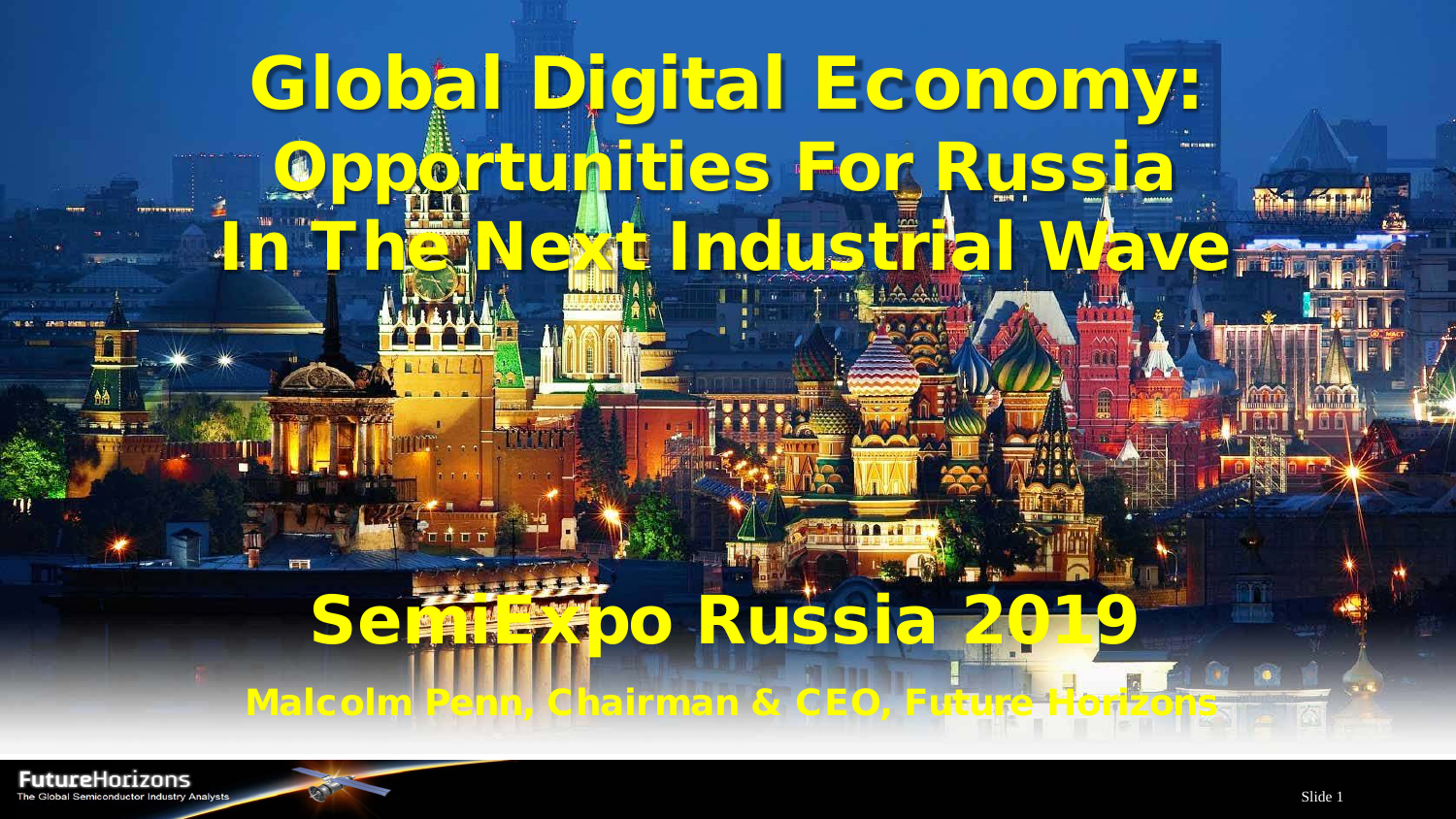# Global Digital Economy: Opportunities For Russia In The Next Industrial Wave

## SemiExpo Russia 2019

Malcolm Penn, Chairman & CEO, Future Horizons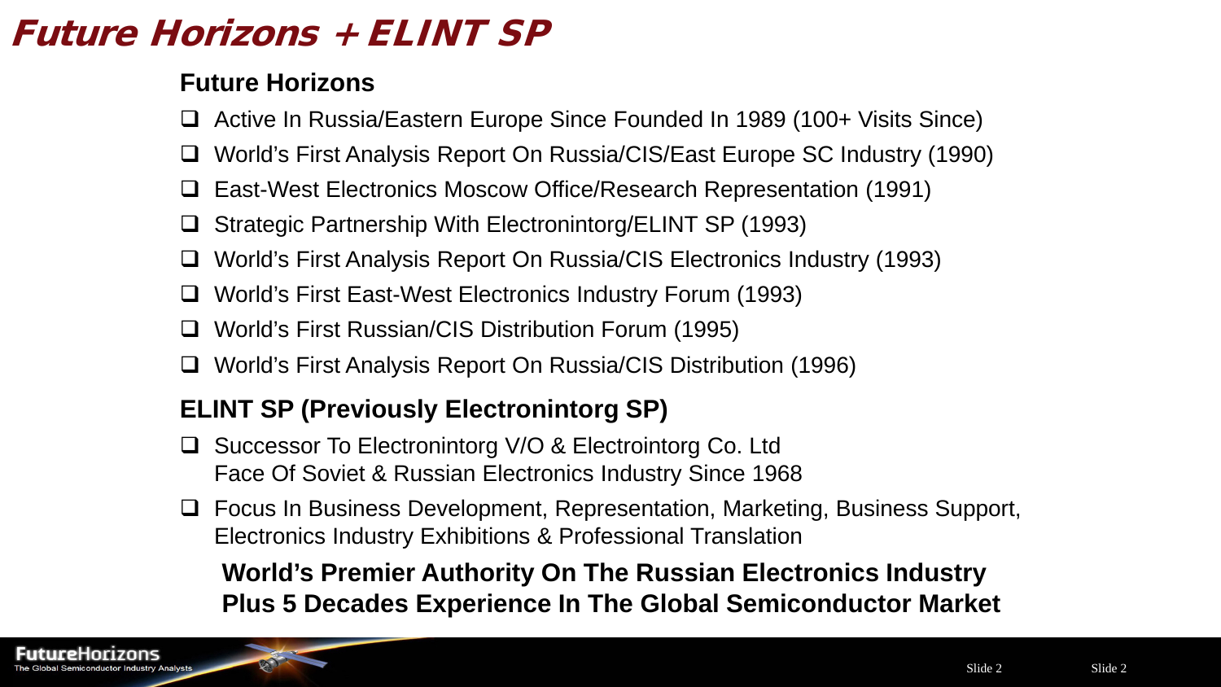# Future Horizons + ELINT SP

## Future Horizons

- Active In Russia/Eastern Europe Since Founded In 1989 (100+ Visits Since)
- World's First Analysis Report On Russia/CIS/East Europe SC Industry (1990)
- East-West Electronics Moscow Office/Research Representation (1991)
- Strategic Partnership With Electronintorg/ELINT SP (1993)
- World's First Analysis Report On Russia/CIS Electronics Industry (1993)
- World's First East-West Electronics Industry Forum (1993)
- World's First Russian/CIS Distribution Forum (1995)
- World's First Analysis Report On Russia/CIS Distribution (1996)

## ELINT SP (Previously Electronintorg SP)

- Successor To Electronintorg V/O & Electrointorg Co. Ltd
  Face Of Soviet & Russian Electronics Industry Since 1968
- Focus In Business Development, Representation, Marketing, Business Support, Electronics Industry Exhibitions & Professional Translation

**World's Premier Authority On The Russian Electronics Industry**
**Plus 5 Decades Experience In The Global Semiconductor Market**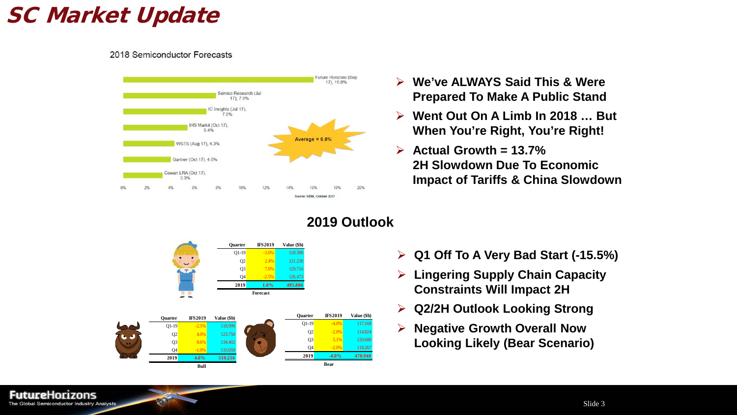# SC Market Update

2018 Semiconductor Forecasts

| Forecaster | Growth |
| --- | --- |
| Future Horizons (Sep 17) | 16.0% |
| Semico Research (Jul 17) | 7.8% |
| IC Insights (Jul 17) | 7.0% |
| IHS Markit (Oct 17) | 5.4% |
| WSTS (Aug 17) | 4.3% |
| Gartner (Oct 17) | 4.0% |
| Cowan LRA (Oct 17) | 3.3% |

Average = 6.8%

Source: SEMI, October 2017

- We've ALWAYS Said This & Were Prepared To Make A Public Stand
- Went Out On A Limb In 2018 … But When You're Right, You're Right!
- Actual Growth = 13.7%
  2H Slowdown Due To Economic Impact of Tariffs & China Slowdown

## 2019 Outlook

**Forecast**

| Quarter | IFS2019 | Value ($b) |
| --- | --- | --- |
| Q1-19 | -3.0% | 118.388 |
| Q2 | 2.4% | 121.230 |
| Q3 | 7.0% | 129.716 |
| Q4 | -2.5% | 126.473 |
| 2019 | 1.0% | 495.806 |

**Bull**

| Quarter | IFS2019 | Value ($b) |
| --- | --- | --- |
| Q1-19 | -2.5% | 118.999 |
| Q2 | 4.0% | 123.758 |
| Q3 | 8.6% | 134.402 |
| Q4 | -1.0% | 133.058 |
| 2019 | 4.0% | 510.216 |

**Bear**

| Quarter | IFS2019 | Value ($b) |
| --- | --- | --- |
| Q1-19 | -4.0% | 117.158 |
| Q2 | -2.0% | 114.824 |
| Q3 | 5.1% | 120.680 |
| Q4 | -2.0% | 118.267 |
| 2019 | -4.0% | 470.940 |

- Q1 Off To A Very Bad Start (-15.5%)
- Lingering Supply Chain Capacity Constraints Will Impact 2H
- Q2/2H Outlook Looking Strong
- Negative Growth Overall Now Looking Likely (Bear Scenario)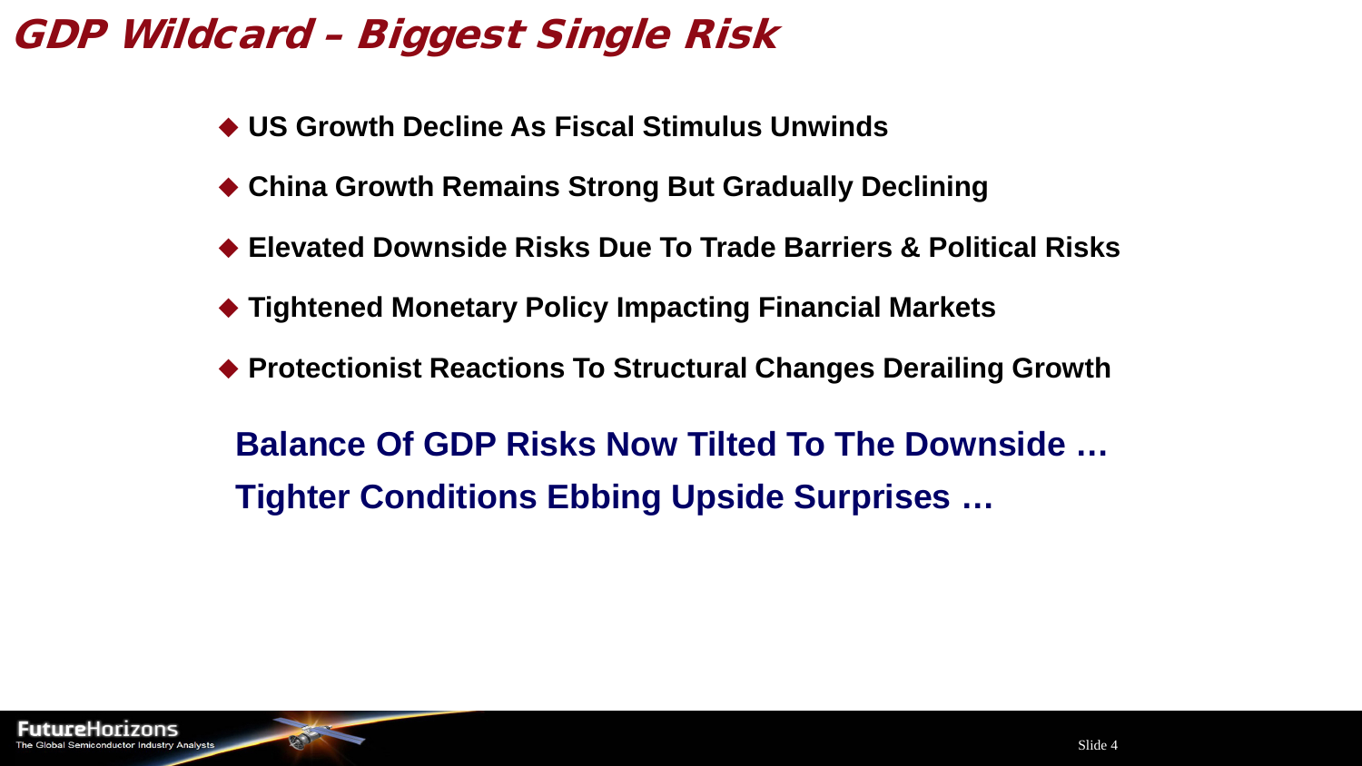# GDP Wildcard – Biggest Single Risk

- **US Growth Decline As Fiscal Stimulus Unwinds**
- **China Growth Remains Strong But Gradually Declining**
- **Elevated Downside Risks Due To Trade Barriers & Political Risks**
- **Tightened Monetary Policy Impacting Financial Markets**
- **Protectionist Reactions To Structural Changes Derailing Growth**

**Balance Of GDP Risks Now Tilted To The Downside …**

**Tighter Conditions Ebbing Upside Surprises …**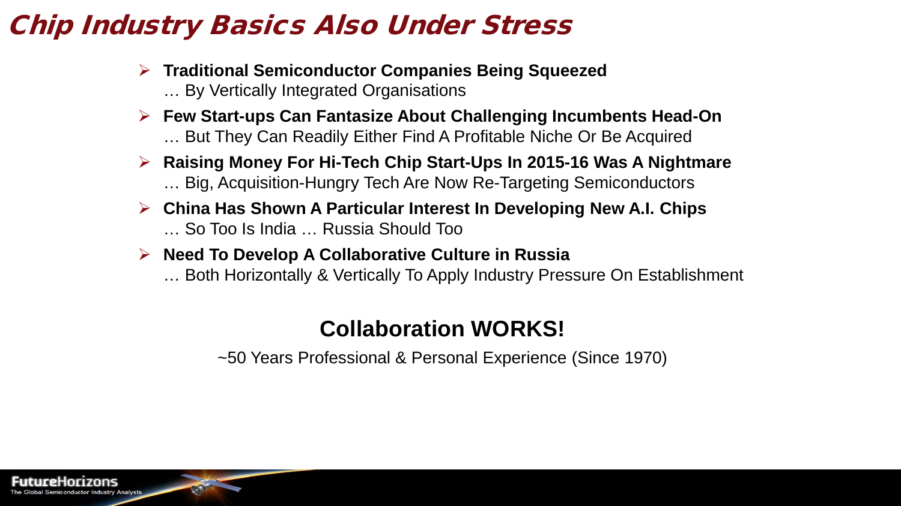# Chip Industry Basics Also Under Stress

- **Traditional Semiconductor Companies Being Squeezed**
  … By Vertically Integrated Organisations
- **Few Start-ups Can Fantasize About Challenging Incumbents Head-On**
  … But They Can Readily Either Find A Profitable Niche Or Be Acquired
- **Raising Money For Hi-Tech Chip Start-Ups In 2015-16 Was A Nightmare**
  … Big, Acquisition-Hungry Tech Are Now Re-Targeting Semiconductors
- **China Has Shown A Particular Interest In Developing New A.I. Chips**
  … So Too Is India … Russia Should Too
- **Need To Develop A Collaborative Culture in Russia**
  … Both Horizontally & Vertically To Apply Industry Pressure On Establishment

**Collaboration WORKS!**

~50 Years Professional & Personal Experience (Since 1970)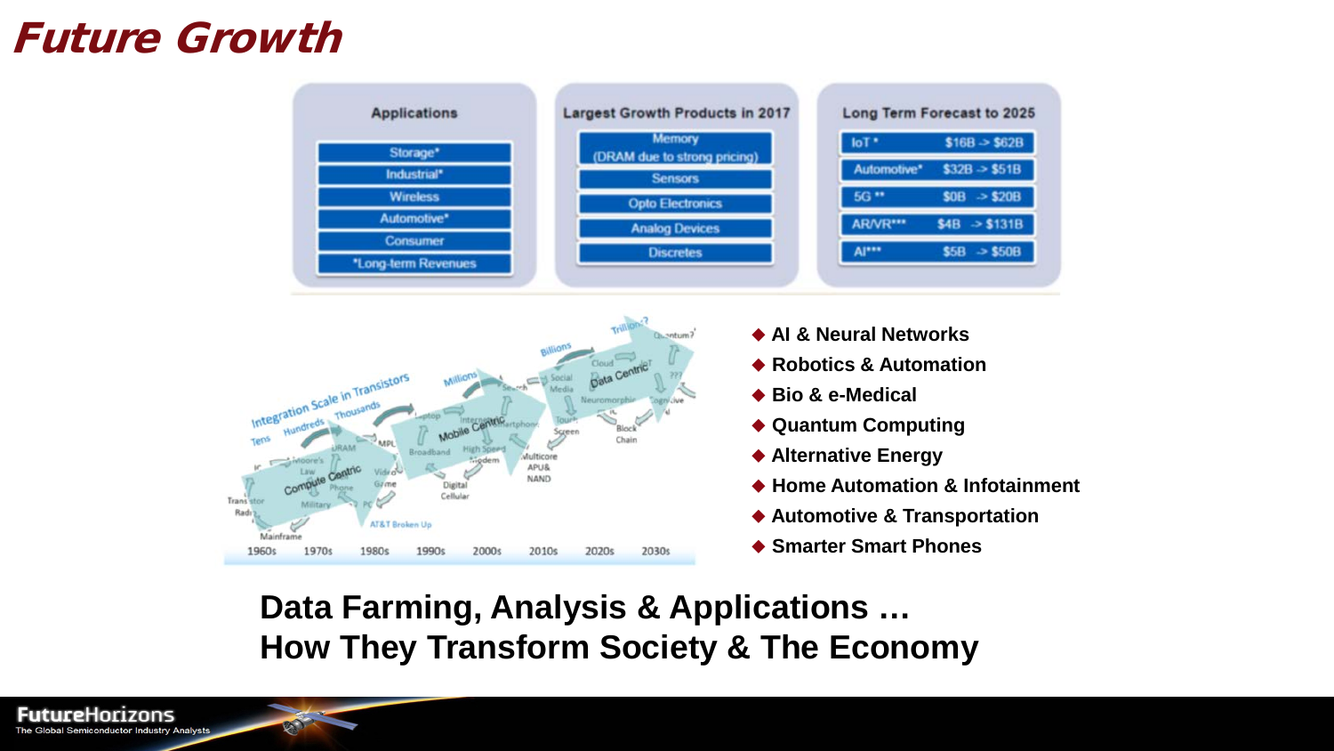# Future Growth

| Applications | Largest Growth Products in 2017 | Long Term Forecast to 2025 |
|---|---|---|
| Storage* | Memory (DRAM due to strong pricing) | IoT * $16B -> $62B |
| Industrial* | Sensors | Automotive* $32B -> $51B |
| Wireless | Opto Electronics | 5G ** $0B -> $20B |
| Automotive* | Analog Devices | AR/VR*** $4B -> $131B |
| Consumer | Discretes | AI*** $5B -> $50B |
| *Long-term Revenues | | |

- AI & Neural Networks
- Robotics & Automation
- Bio & e-Medical
- Quantum Computing
- Alternative Energy
- Home Automation & Infotainment
- Automotive & Transportation
- Smarter Smart Phones

**Data Farming, Analysis & Applications …**
**How They Transform Society & The Economy**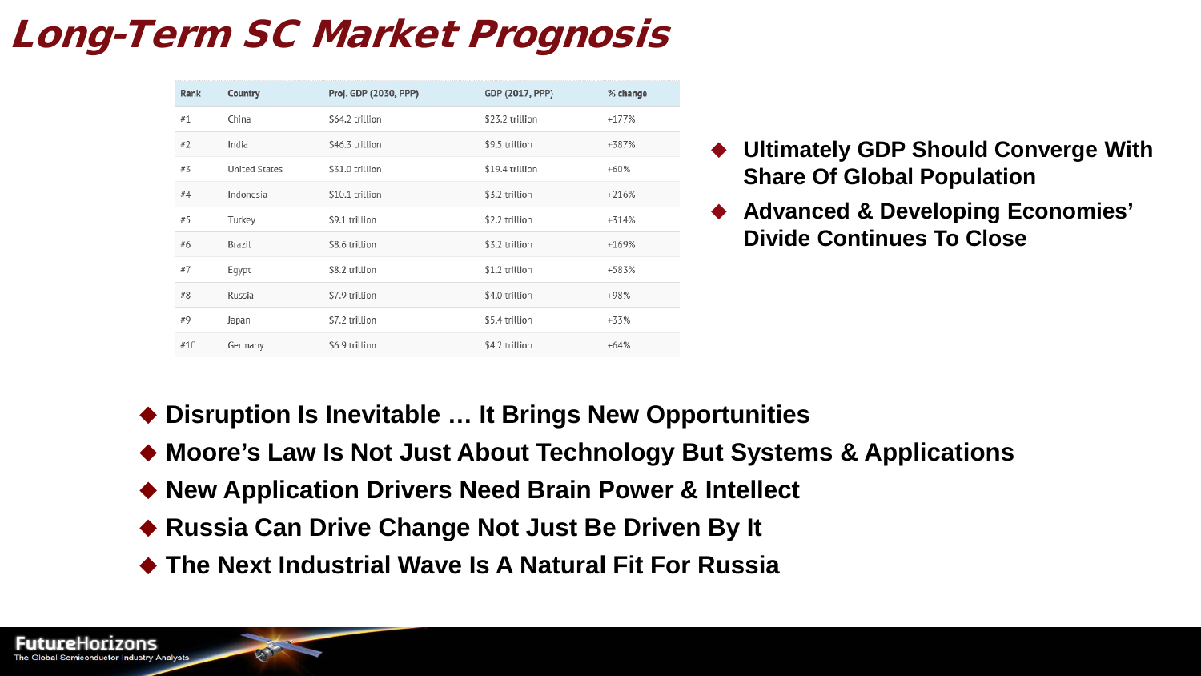# Long-Term SC Market Prognosis

| Rank | Country | Proj. GDP (2030, PPP) | GDP (2017, PPP) | % change |
|---|---|---|---|---|
| #1 | China | $64.2 trillion | $23.2 trillion | +177% |
| #2 | India | $46.3 trillion | $9.5 trillion | +387% |
| #3 | United States | $31.0 trillion | $19.4 trillion | +60% |
| #4 | Indonesia | $10.1 trillion | $3.2 trillion | +216% |
| #5 | Turkey | $9.1 trillion | $2.2 trillion | +314% |
| #6 | Brazil | $8.6 trillion | $3.2 trillion | +169% |
| #7 | Egypt | $8.2 trillion | $1.2 trillion | +583% |
| #8 | Russia | $7.9 trillion | $4.0 trillion | +98% |
| #9 | Japan | $7.2 trillion | $5.4 trillion | +33% |
| #10 | Germany | $6.9 trillion | $4.2 trillion | +64% |

- **Ultimately GDP Should Converge With Share Of Global Population**
- **Advanced & Developing Economies' Divide Continues To Close**

- **Disruption Is Inevitable … It Brings New Opportunities**
- **Moore's Law Is Not Just About Technology But Systems & Applications**
- **New Application Drivers Need Brain Power & Intellect**
- **Russia Can Drive Change Not Just Be Driven By It**
- **The Next Industrial Wave Is A Natural Fit For Russia**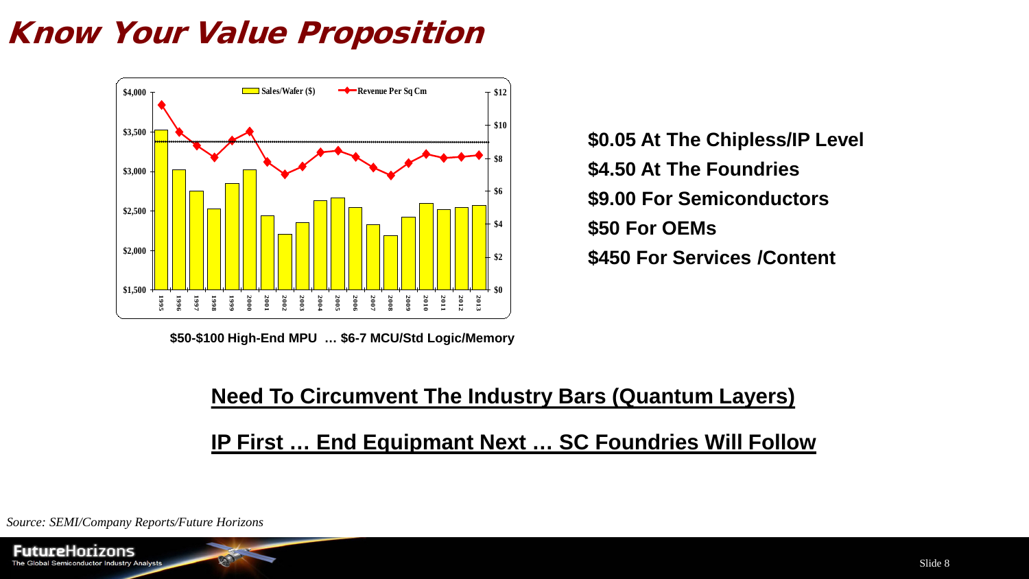# Know Your Value Proposition

Sales/Wafer ($) — Revenue Per Sq Cm

$4,000 · $3,500 · $3,000 · $2,500 · $2,000 · $1,500

$12 · $10 · $8 · $6 · $4 · $2 · $0

1995 · 1996 · 1997 · 1998 · 1999 · 2000 · 2001 · 2002 · 2003 · 2004 · 2005 · 2006 · 2007 · 2008 · 2009 · 2010 · 2011 · 2012 · 2013

**$50-$100 High-End MPU … $6-7 MCU/Std Logic/Memory**

**$0.05 At The Chipless/IP Level**

**$4.50 At The Foundries**

**$9.00 For Semiconductors**

**$50 For OEMs**

**$450 For Services /Content**

**Need To Circumvent The Industry Bars (Quantum Layers)**

**IP First … End Equipmant Next … SC Foundries Will Follow**

*Source: SEMI/Company Reports/Future Horizons*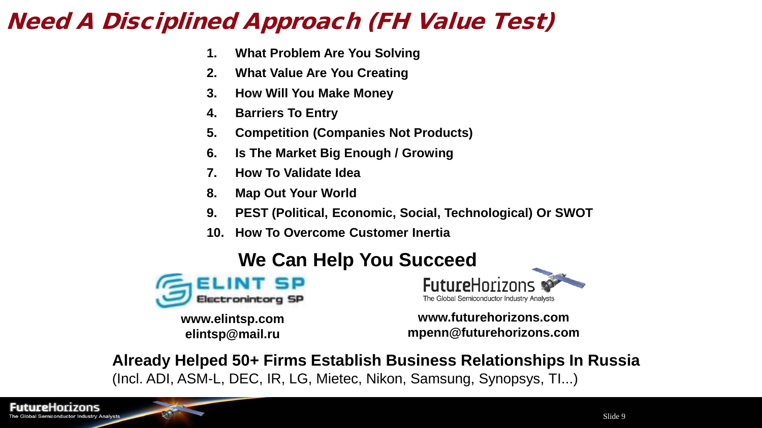# Need A Disciplined Approach (FH Value Test)

1. **What Problem Are You Solving**
2. **What Value Are You Creating**
3. **How Will You Make Money**
4. **Barriers To Entry**
5. **Competition (Companies Not Products)**
6. **Is The Market Big Enough / Growing**
7. **How To Validate Idea**
8. **Map Out Your World**
9. **PEST (Political, Economic, Social, Technological) Or SWOT**
10. **How To Overcome Customer Inertia**

## We Can Help You Succeed

ELINT SP
Electronintorg SP

**www.elintsp.com**
**elintsp@mail.ru**

FutureHorizons
The Global Semiconductor Industry Analysts

**www.futurehorizons.com**
**mpenn@futurehorizons.com**

**Already Helped 50+ Firms Establish Business Relationships In Russia**
(Incl. ADI, ASM-L, DEC, IR, LG, Mietec, Nikon, Samsung, Synopsys, TI...)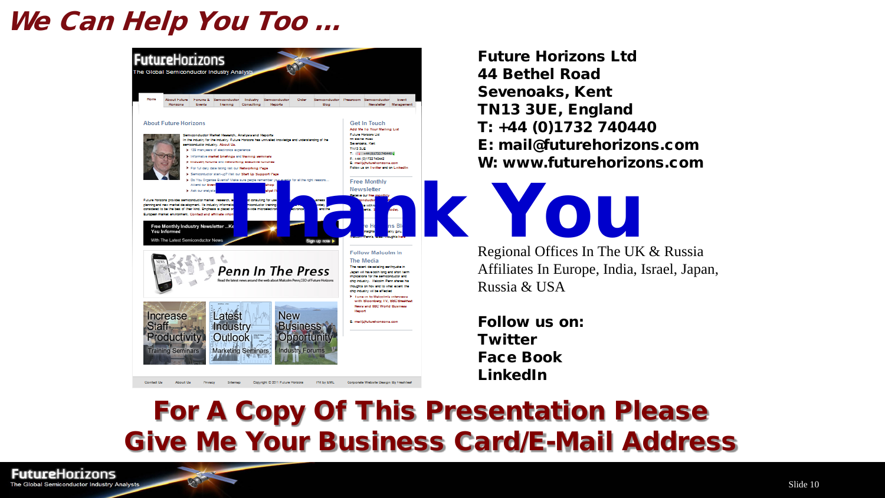# We Can Help You Too ...

**Future Horizons Ltd**
**44 Bethel Road**
**Sevenoaks, Kent**
**TN13 3UE, England**
**T: +44 (0)1732 740440**
**E: mail@futurehorizons.com**
**W: www.futurehorizons.com**

# Thank You

Regional Offices In The UK & Russia
Affiliates In Europe, India, Israel, Japan, Russia & USA

**Follow us on:**
**Twitter**
**Face Book**
**LinkedIn**

## For A Copy Of This Presentation Please Give Me Your Business Card/E-Mail Address